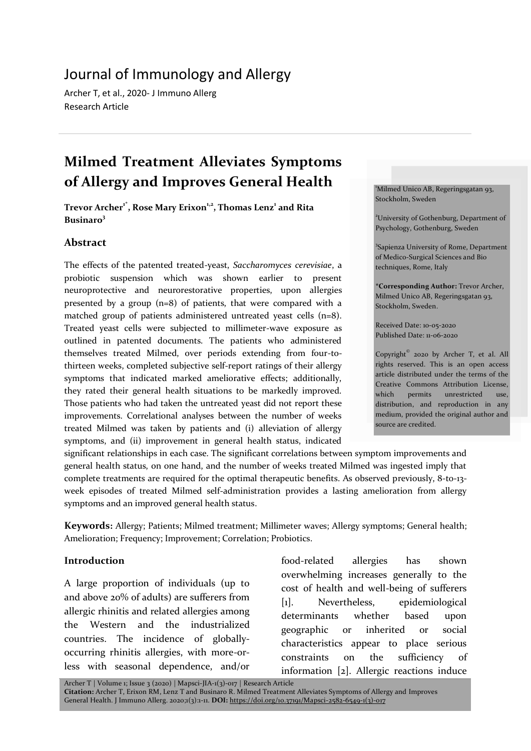Journal of Immunology and Allergy

Archer T, et al., 2020- J Immuno Allerg

Research Article

# Milmed Treatment Alleviates Symptoms of Allergy and Improves General Health

**Trevor Archer[1*], Rose Mary Erixon[1,2], Thomas Lenz[1] and Rita Businaro[3]**

[1]Milmed Unico AB, Regeringsgatan 93, Stockholm, Sweden

[2]University of Gothenburg, Department of Psychology, Gothenburg, Sweden

[3]Sapienza University of Rome, Department of Medico-Surgical Sciences and Bio techniques, Rome, Italy

***Corresponding Author:** Trevor Archer, Milmed Unico AB, Regeringsgatan 93, Stockholm, Sweden.

Received Date: 10-05-2020

Published Date: 11-06-2020

Copyright© 2020 by Archer T, et al. All rights reserved. This is an open access article distributed under the terms of the Creative Commons Attribution License, which permits unrestricted use, distribution, and reproduction in any medium, provided the original author and source are credited.

## Abstract

The effects of the patented treated-yeast, *Saccharomyces cerevisiae*, a probiotic suspension which was shown earlier to present neuroprotective and neurorestorative properties, upon allergies presented by a group (n=8) of patients, that were compared with a matched group of patients administered untreated yeast cells (n=8). Treated yeast cells were subjected to millimeter-wave exposure as outlined in patented documents. The patients who administered themselves treated Milmed, over periods extending from four-to-thirteen weeks, completed subjective self-report ratings of their allergy symptoms that indicated marked ameliorative effects; additionally, they rated their general health situations to be markedly improved. Those patients who had taken the untreated yeast did not report these improvements. Correlational analyses between the number of weeks treated Milmed was taken by patients and (i) alleviation of allergy symptoms, and (ii) improvement in general health status, indicated significant relationships in each case. The significant correlations between symptom improvements and general health status, on one hand, and the number of weeks treated Milmed was ingested imply that complete treatments are required for the optimal therapeutic benefits. As observed previously, 8-to-13-week episodes of treated Milmed self-administration provides a lasting amelioration from allergy symptoms and an improved general health status.

**Keywords:** Allergy; Patients; Milmed treatment; Millimeter waves; Allergy symptoms; General health; Amelioration; Frequency; Improvement; Correlation; Probiotics.

## Introduction

A large proportion of individuals (up to and above 20% of adults) are sufferers from allergic rhinitis and related allergies among the Western and the industrialized countries. The incidence of globally-occurring rhinitis allergies, with more-or-less with seasonal dependence, and/or food-related allergies has shown overwhelming increases generally to the cost of health and well-being of sufferers [1]. Nevertheless, epidemiological determinants whether based upon geographic or inherited or social characteristics appear to place serious constraints on the sufficiency of information [2]. Allergic reactions induce

**Citation:** Archer T, Erixon RM, Lenz T and Businaro R. Milmed Treatment Alleviates Symptoms of Allergy and Improves General Health. J Immuno Allerg. 2020;1(3):1-11. **DOI:** https://doi.org/10.37191/Mapsci-2582-6549-1(3)-017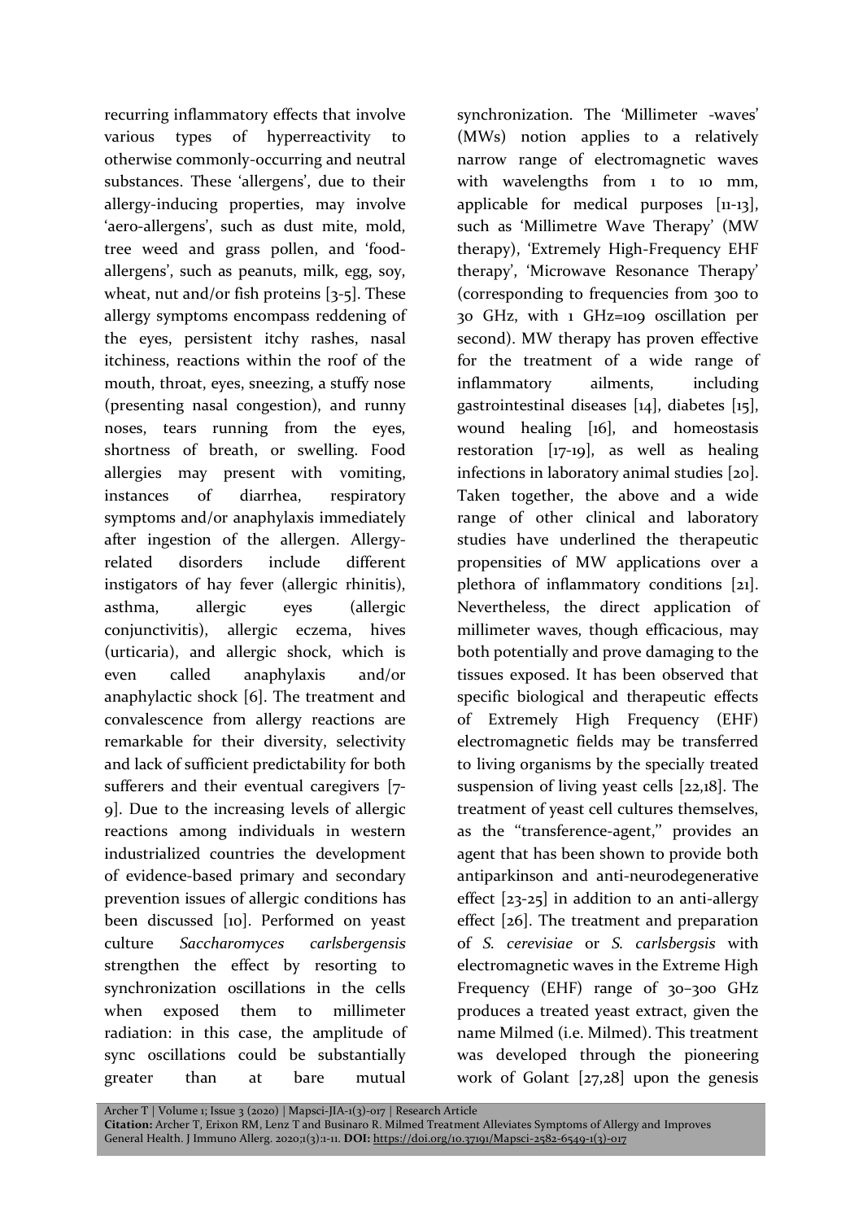recurring inflammatory effects that involve various types of hyperreactivity to otherwise commonly-occurring and neutral substances. These 'allergens', due to their allergy-inducing properties, may involve 'aero-allergens', such as dust mite, mold, tree weed and grass pollen, and 'food-allergens', such as peanuts, milk, egg, soy, wheat, nut and/or fish proteins [3-5]. These allergy symptoms encompass reddening of the eyes, persistent itchy rashes, nasal itchiness, reactions within the roof of the mouth, throat, eyes, sneezing, a stuffy nose (presenting nasal congestion), and runny noses, tears running from the eyes, shortness of breath, or swelling. Food allergies may present with vomiting, instances of diarrhea, respiratory symptoms and/or anaphylaxis immediately after ingestion of the allergen. Allergy-related disorders include different instigators of hay fever (allergic rhinitis), asthma, allergic eyes (allergic conjunctivitis), allergic eczema, hives (urticaria), and allergic shock, which is even called anaphylaxis and/or anaphylactic shock [6]. The treatment and convalescence from allergy reactions are remarkable for their diversity, selectivity and lack of sufficient predictability for both sufferers and their eventual caregivers [7-9]. Due to the increasing levels of allergic reactions among individuals in western industrialized countries the development of evidence-based primary and secondary prevention issues of allergic conditions has been discussed [10]. Performed on yeast culture *Saccharomyces carlsbergensis* strengthen the effect by resorting to synchronization oscillations in the cells when exposed them to millimeter radiation: in this case, the amplitude of sync oscillations could be substantially greater than at bare mutual synchronization. The 'Millimeter -waves' (MWs) notion applies to a relatively narrow range of electromagnetic waves with wavelengths from 1 to 10 mm, applicable for medical purposes [11-13], such as 'Millimetre Wave Therapy' (MW therapy), 'Extremely High-Frequency EHF therapy', 'Microwave Resonance Therapy' (corresponding to frequencies from 300 to 30 GHz, with 1 GHz=109 oscillation per second). MW therapy has proven effective for the treatment of a wide range of inflammatory ailments, including gastrointestinal diseases [14], diabetes [15], wound healing [16], and homeostasis restoration [17-19], as well as healing infections in laboratory animal studies [20]. Taken together, the above and a wide range of other clinical and laboratory studies have underlined the therapeutic propensities of MW applications over a plethora of inflammatory conditions [21]. Nevertheless, the direct application of millimeter waves, though efficacious, may both potentially and prove damaging to the tissues exposed. It has been observed that specific biological and therapeutic effects of Extremely High Frequency (EHF) electromagnetic fields may be transferred to living organisms by the specially treated suspension of living yeast cells [22,18]. The treatment of yeast cell cultures themselves, as the "transference-agent," provides an agent that has been shown to provide both antiparkinson and anti-neurodegenerative effect [23-25] in addition to an anti-allergy effect [26]. The treatment and preparation of *S. cerevisiae* or *S. carlsbergsis* with electromagnetic waves in the Extreme High Frequency (EHF) range of 30–300 GHz produces a treated yeast extract, given the name Milmed (i.e. Milmed). This treatment was developed through the pioneering work of Golant [27,28] upon the genesis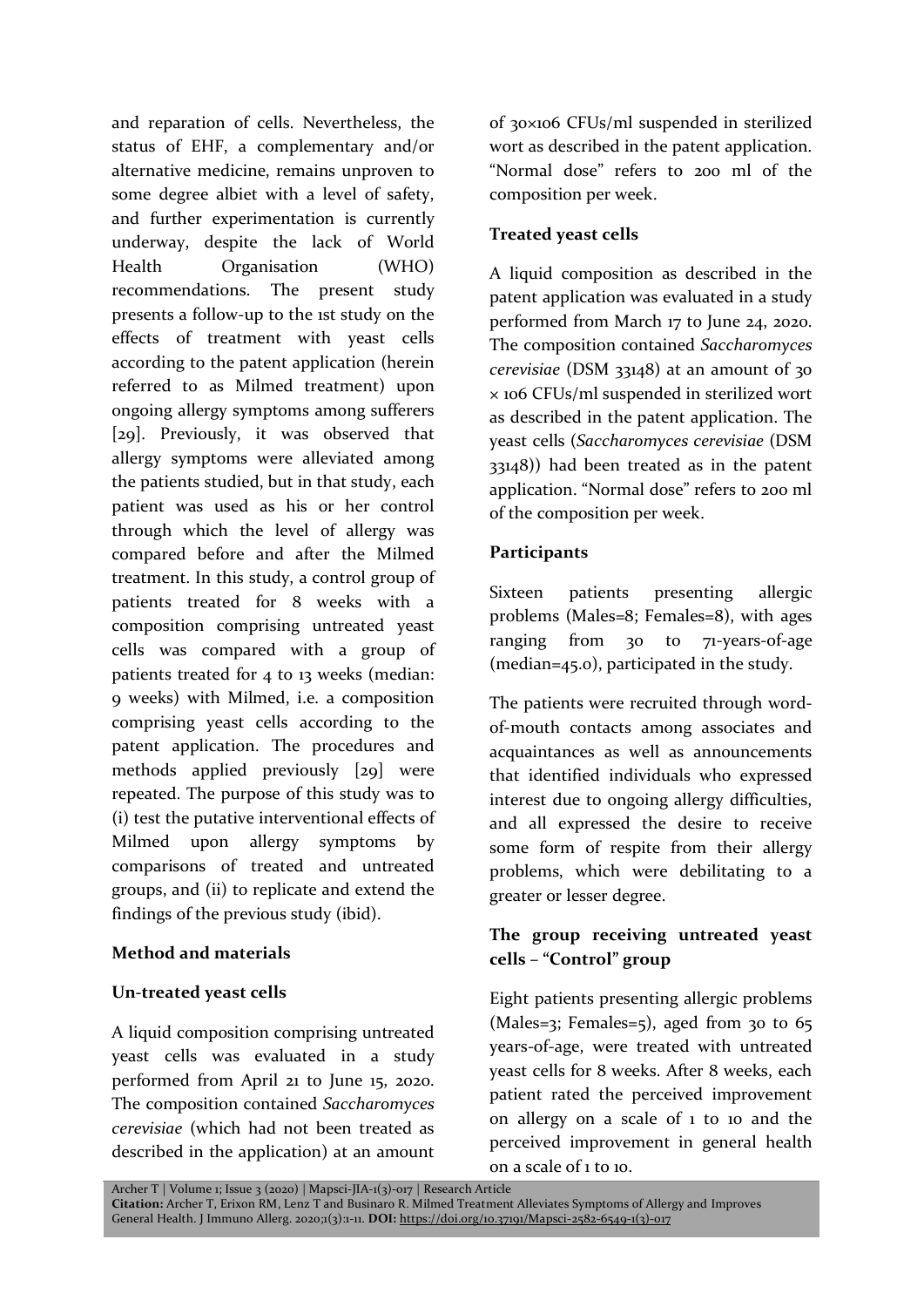and reparation of cells. Nevertheless, the status of EHF, a complementary and/or alternative medicine, remains unproven to some degree albiet with a level of safety, and further experimentation is currently underway, despite the lack of World Health Organisation (WHO) recommendations. The present study presents a follow-up to the 1st study on the effects of treatment with yeast cells according to the patent application (herein referred to as Milmed treatment) upon ongoing allergy symptoms among sufferers [29]. Previously, it was observed that allergy symptoms were alleviated among the patients studied, but in that study, each patient was used as his or her control through which the level of allergy was compared before and after the Milmed treatment. In this study, a control group of patients treated for 8 weeks with a composition comprising untreated yeast cells was compared with a group of patients treated for 4 to 13 weeks (median: 9 weeks) with Milmed, i.e. a composition comprising yeast cells according to the patent application. The procedures and methods applied previously [29] were repeated. The purpose of this study was to (i) test the putative interventional effects of Milmed upon allergy symptoms by comparisons of treated and untreated groups, and (ii) to replicate and extend the findings of the previous study (ibid).

## Method and materials

### Un-treated yeast cells

A liquid composition comprising untreated yeast cells was evaluated in a study performed from April 21 to June 15, 2020. The composition contained *Saccharomyces cerevisiae* (which had not been treated as described in the application) at an amount of $30 \times 10^6$ CFUs/ml suspended in sterilized wort as described in the patent application. "Normal dose" refers to 200 ml of the composition per week.

### Treated yeast cells

A liquid composition as described in the patent application was evaluated in a study performed from March 17 to June 24, 2020. The composition contained *Saccharomyces cerevisiae* (DSM 33148) at an amount of $30 \times 10^6$ CFUs/ml suspended in sterilized wort as described in the patent application. The yeast cells (*Saccharomyces cerevisiae* (DSM 33148)) had been treated as in the patent application. "Normal dose" refers to 200 ml of the composition per week.

### Participants

Sixteen patients presenting allergic problems (Males=8; Females=8), with ages ranging from 30 to 71-years-of-age (median=45.0), participated in the study.

The patients were recruited through word-of-mouth contacts among associates and acquaintances as well as announcements that identified individuals who expressed interest due to ongoing allergy difficulties, and all expressed the desire to receive some form of respite from their allergy problems, which were debilitating to a greater or lesser degree.

### The group receiving untreated yeast cells – "Control" group

Eight patients presenting allergic problems (Males=3; Females=5), aged from 30 to 65 years-of-age, were treated with untreated yeast cells for 8 weeks. After 8 weeks, each patient rated the perceived improvement on allergy on a scale of 1 to 10 and the perceived improvement in general health on a scale of 1 to 10.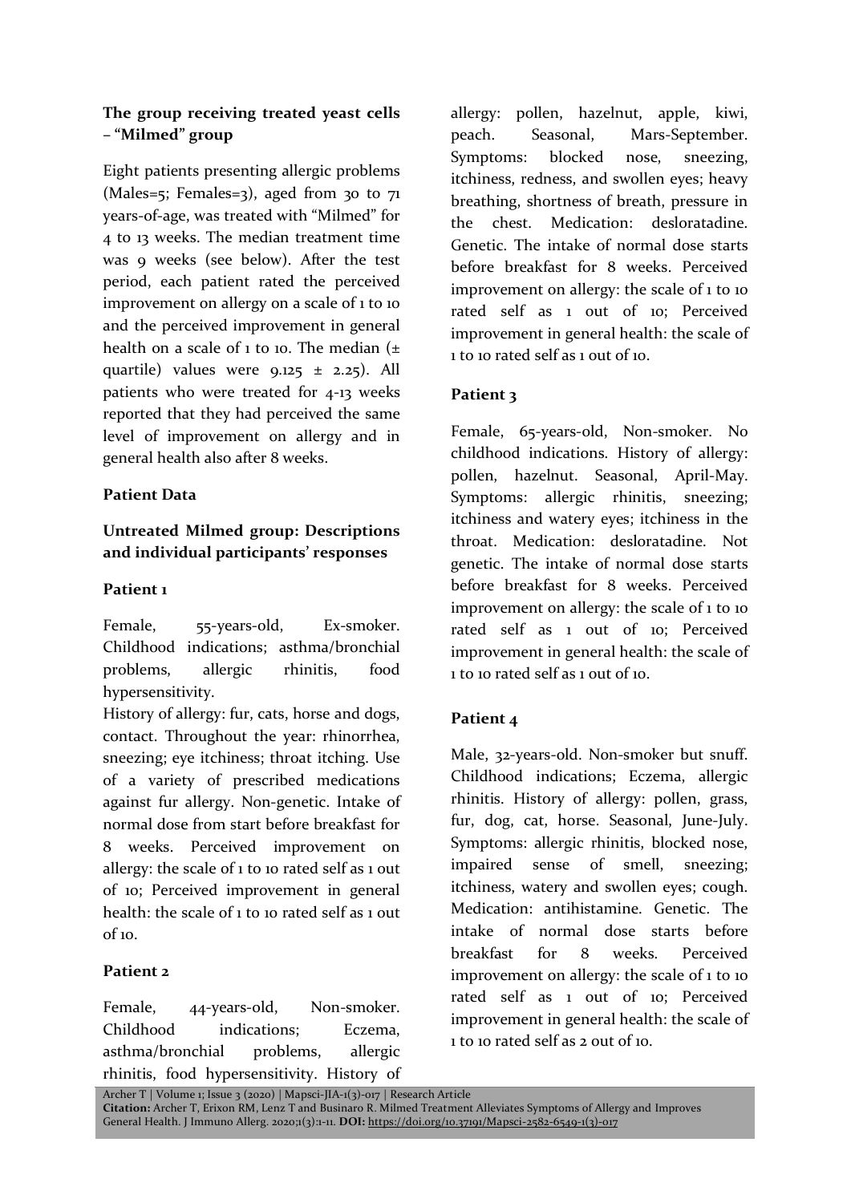### The group receiving treated yeast cells – "Milmed" group

Eight patients presenting allergic problems (Males=5; Females=3), aged from 30 to 71 years-of-age, was treated with "Milmed" for 4 to 13 weeks. The median treatment time was 9 weeks (see below). After the test period, each patient rated the perceived improvement on allergy on a scale of 1 to 10 and the perceived improvement in general health on a scale of 1 to 10. The median (± quartile) values were 9.125 ± 2.25). All patients who were treated for 4-13 weeks reported that they had perceived the same level of improvement on allergy and in general health also after 8 weeks.

### Patient Data

### Untreated Milmed group: Descriptions and individual participants' responses

#### Patient 1

Female, 55-years-old, Ex-smoker. Childhood indications; asthma/bronchial problems, allergic rhinitis, food hypersensitivity.
History of allergy: fur, cats, horse and dogs, contact. Throughout the year: rhinorrhea, sneezing; eye itchiness; throat itching. Use of a variety of prescribed medications against fur allergy. Non-genetic. Intake of normal dose from start before breakfast for 8 weeks. Perceived improvement on allergy: the scale of 1 to 10 rated self as 1 out of 10; Perceived improvement in general health: the scale of 1 to 10 rated self as 1 out of 10.

#### Patient 2

Female, 44-years-old, Non-smoker. Childhood indications; Eczema, asthma/bronchial problems, allergic rhinitis, food hypersensitivity. History of allergy: pollen, hazelnut, apple, kiwi, peach. Seasonal, Mars-September. Symptoms: blocked nose, sneezing, itchiness, redness, and swollen eyes; heavy breathing, shortness of breath, pressure in the chest. Medication: desloratadine. Genetic. The intake of normal dose starts before breakfast for 8 weeks. Perceived improvement on allergy: the scale of 1 to 10 rated self as 1 out of 10; Perceived improvement in general health: the scale of 1 to 10 rated self as 1 out of 10.

#### Patient 3

Female, 65-years-old, Non-smoker. No childhood indications. History of allergy: pollen, hazelnut. Seasonal, April-May. Symptoms: allergic rhinitis, sneezing; itchiness and watery eyes; itchiness in the throat. Medication: desloratadine. Not genetic. The intake of normal dose starts before breakfast for 8 weeks. Perceived improvement on allergy: the scale of 1 to 10 rated self as 1 out of 10; Perceived improvement in general health: the scale of 1 to 10 rated self as 1 out of 10.

#### Patient 4

Male, 32-years-old. Non-smoker but snuff. Childhood indications; Eczema, allergic rhinitis. History of allergy: pollen, grass, fur, dog, cat, horse. Seasonal, June-July. Symptoms: allergic rhinitis, blocked nose, impaired sense of smell, sneezing; itchiness, watery and swollen eyes; cough. Medication: antihistamine. Genetic. The intake of normal dose starts before breakfast for 8 weeks. Perceived improvement on allergy: the scale of 1 to 10 rated self as 1 out of 10; Perceived improvement in general health: the scale of 1 to 10 rated self as 2 out of 10.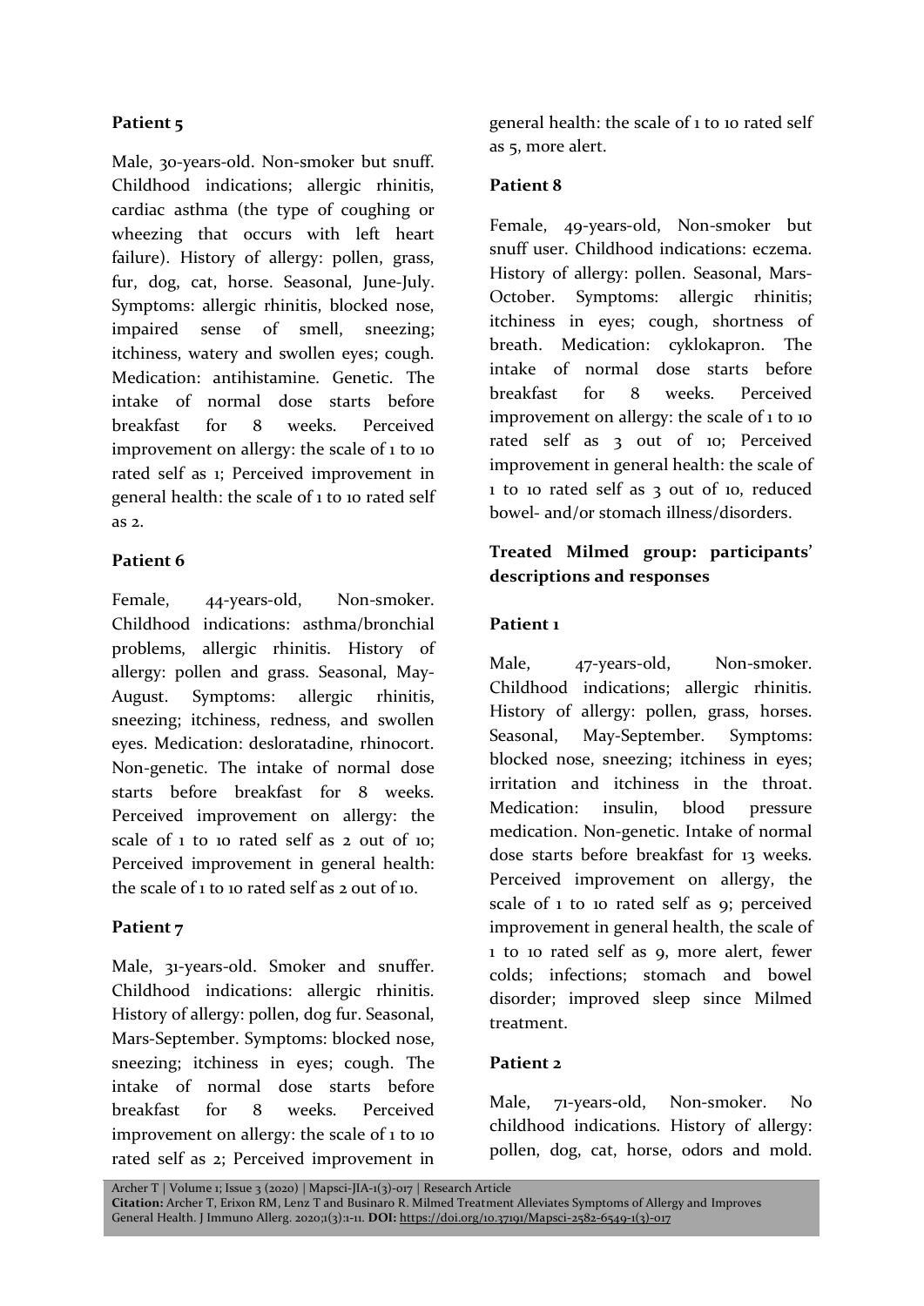**Patient 5**

Male, 30-years-old. Non-smoker but snuff. Childhood indications; allergic rhinitis, cardiac asthma (the type of coughing or wheezing that occurs with left heart failure). History of allergy: pollen, grass, fur, dog, cat, horse. Seasonal, June-July. Symptoms: allergic rhinitis, blocked nose, impaired sense of smell, sneezing; itchiness, watery and swollen eyes; cough. Medication: antihistamine. Genetic. The intake of normal dose starts before breakfast for 8 weeks. Perceived improvement on allergy: the scale of 1 to 10 rated self as 1; Perceived improvement in general health: the scale of 1 to 10 rated self as 2.

**Patient 6**

Female, 44-years-old, Non-smoker. Childhood indications: asthma/bronchial problems, allergic rhinitis. History of allergy: pollen and grass. Seasonal, May-August. Symptoms: allergic rhinitis, sneezing; itchiness, redness, and swollen eyes. Medication: desloratadine, rhinocort. Non-genetic. The intake of normal dose starts before breakfast for 8 weeks. Perceived improvement on allergy: the scale of 1 to 10 rated self as 2 out of 10; Perceived improvement in general health: the scale of 1 to 10 rated self as 2 out of 10.

**Patient 7**

Male, 31-years-old. Smoker and snuffer. Childhood indications: allergic rhinitis. History of allergy: pollen, dog fur. Seasonal, Mars-September. Symptoms: blocked nose, sneezing; itchiness in eyes; cough. The intake of normal dose starts before breakfast for 8 weeks. Perceived improvement on allergy: the scale of 1 to 10 rated self as 2; Perceived improvement in general health: the scale of 1 to 10 rated self as 5, more alert.

**Patient 8**

Female, 49-years-old, Non-smoker but snuff user. Childhood indications: eczema. History of allergy: pollen. Seasonal, Mars-October. Symptoms: allergic rhinitis; itchiness in eyes; cough, shortness of breath. Medication: cyklokapron. The intake of normal dose starts before breakfast for 8 weeks. Perceived improvement on allergy: the scale of 1 to 10 rated self as 3 out of 10; Perceived improvement in general health: the scale of 1 to 10 rated self as 3 out of 10, reduced bowel- and/or stomach illness/disorders.

### Treated Milmed group: participants' descriptions and responses

**Patient 1**

Male, 47-years-old, Non-smoker. Childhood indications; allergic rhinitis. History of allergy: pollen, grass, horses. Seasonal, May-September. Symptoms: blocked nose, sneezing; itchiness in eyes; irritation and itchiness in the throat. Medication: insulin, blood pressure medication. Non-genetic. Intake of normal dose starts before breakfast for 13 weeks. Perceived improvement on allergy, the scale of 1 to 10 rated self as 9; perceived improvement in general health, the scale of 1 to 10 rated self as 9, more alert, fewer colds; infections; stomach and bowel disorder; improved sleep since Milmed treatment.

**Patient 2**

Male, 71-years-old, Non-smoker. No childhood indications. History of allergy: pollen, dog, cat, horse, odors and mold.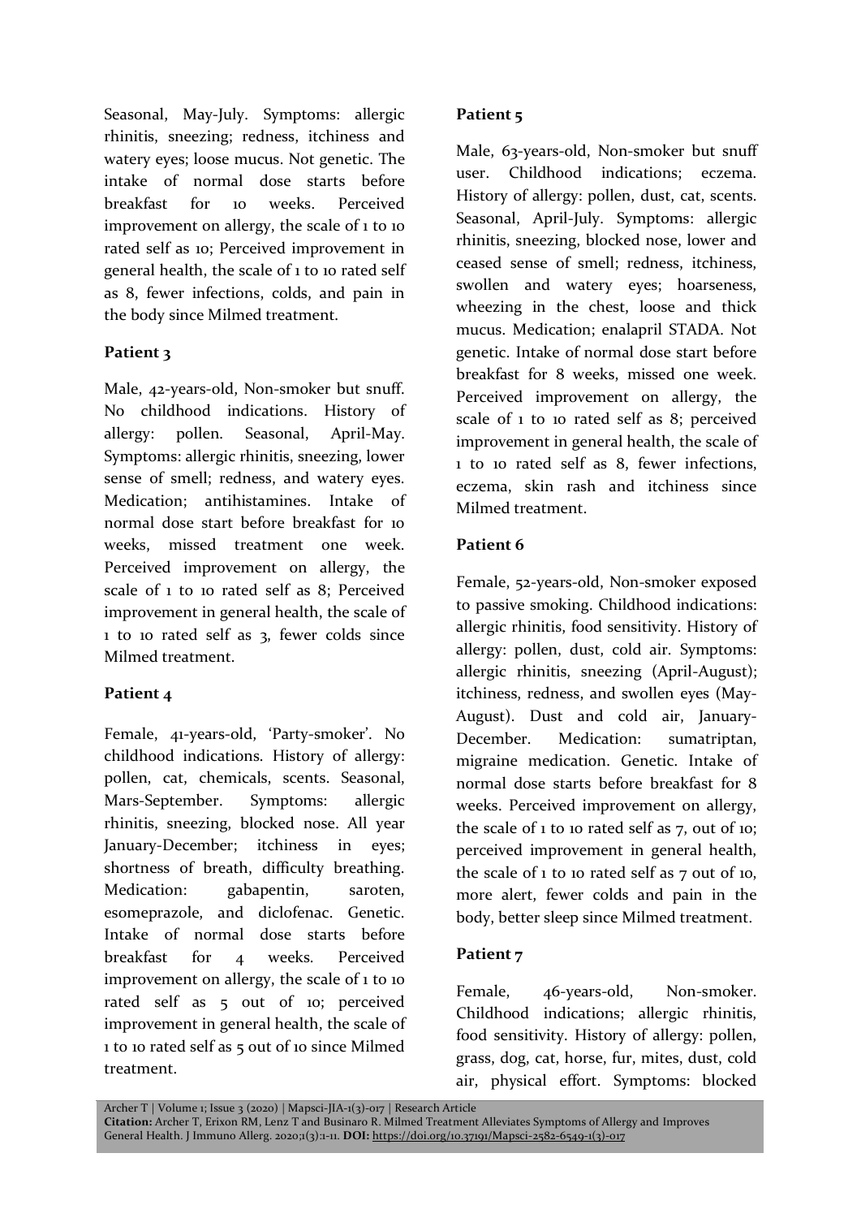Seasonal, May-July. Symptoms: allergic rhinitis, sneezing; redness, itchiness and watery eyes; loose mucus. Not genetic. The intake of normal dose starts before breakfast for 10 weeks. Perceived improvement on allergy, the scale of 1 to 10 rated self as 10; Perceived improvement in general health, the scale of 1 to 10 rated self as 8, fewer infections, colds, and pain in the body since Milmed treatment.

**Patient 3**

Male, 42-years-old, Non-smoker but snuff. No childhood indications. History of allergy: pollen. Seasonal, April-May. Symptoms: allergic rhinitis, sneezing, lower sense of smell; redness, and watery eyes. Medication; antihistamines. Intake of normal dose start before breakfast for 10 weeks, missed treatment one week. Perceived improvement on allergy, the scale of 1 to 10 rated self as 8; Perceived improvement in general health, the scale of 1 to 10 rated self as 3, fewer colds since Milmed treatment.

**Patient 4**

Female, 41-years-old, 'Party-smoker'. No childhood indications. History of allergy: pollen, cat, chemicals, scents. Seasonal, Mars-September. Symptoms: allergic rhinitis, sneezing, blocked nose. All year January-December; itchiness in eyes; shortness of breath, difficulty breathing. Medication: gabapentin, saroten, esomeprazole, and diclofenac. Genetic. Intake of normal dose starts before breakfast for 4 weeks. Perceived improvement on allergy, the scale of 1 to 10 rated self as 5 out of 10; perceived improvement in general health, the scale of 1 to 10 rated self as 5 out of 10 since Milmed treatment.

**Patient 5**

Male, 63-years-old, Non-smoker but snuff user. Childhood indications; eczema. History of allergy: pollen, dust, cat, scents. Seasonal, April-July. Symptoms: allergic rhinitis, sneezing, blocked nose, lower and ceased sense of smell; redness, itchiness, swollen and watery eyes; hoarseness, wheezing in the chest, loose and thick mucus. Medication; enalapril STADA. Not genetic. Intake of normal dose start before breakfast for 8 weeks, missed one week. Perceived improvement on allergy, the scale of 1 to 10 rated self as 8; perceived improvement in general health, the scale of 1 to 10 rated self as 8, fewer infections, eczema, skin rash and itchiness since Milmed treatment.

**Patient 6**

Female, 52-years-old, Non-smoker exposed to passive smoking. Childhood indications: allergic rhinitis, food sensitivity. History of allergy: pollen, dust, cold air. Symptoms: allergic rhinitis, sneezing (April-August); itchiness, redness, and swollen eyes (May-August). Dust and cold air, January-December. Medication: sumatriptan, migraine medication. Genetic. Intake of normal dose starts before breakfast for 8 weeks. Perceived improvement on allergy, the scale of 1 to 10 rated self as 7, out of 10; perceived improvement in general health, the scale of 1 to 10 rated self as 7 out of 10, more alert, fewer colds and pain in the body, better sleep since Milmed treatment.

**Patient 7**

Female, 46-years-old, Non-smoker. Childhood indications; allergic rhinitis, food sensitivity. History of allergy: pollen, grass, dog, cat, horse, fur, mites, dust, cold air, physical effort. Symptoms: blocked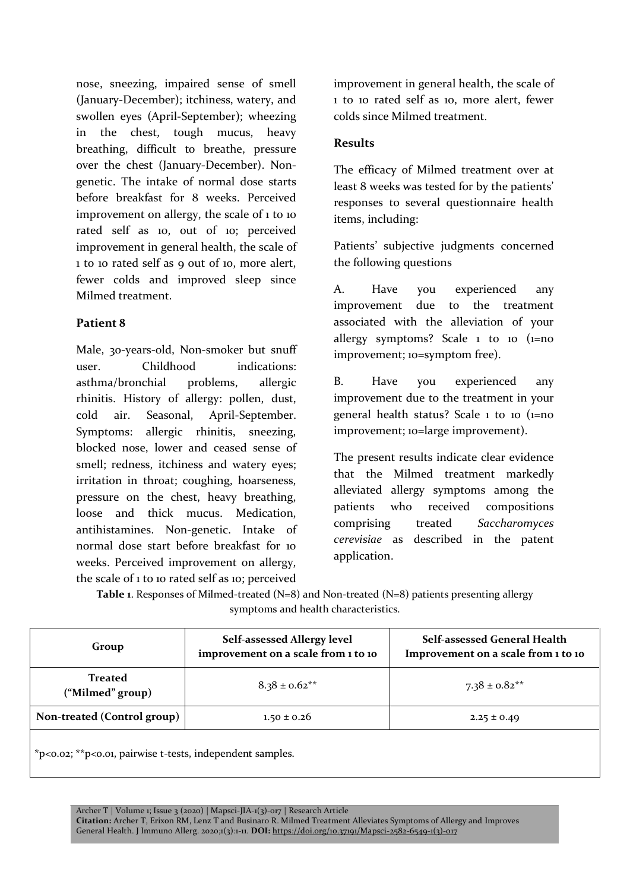nose, sneezing, impaired sense of smell (January-December); itchiness, watery, and swollen eyes (April-September); wheezing in the chest, tough mucus, heavy breathing, difficult to breathe, pressure over the chest (January-December). Non-genetic. The intake of normal dose starts before breakfast for 8 weeks. Perceived improvement on allergy, the scale of 1 to 10 rated self as 10, out of 10; perceived improvement in general health, the scale of 1 to 10 rated self as 9 out of 10, more alert, fewer colds and improved sleep since Milmed treatment.

### Patient 8

Male, 30-years-old, Non-smoker but snuff user. Childhood indications: asthma/bronchial problems, allergic rhinitis. History of allergy: pollen, dust, cold air. Seasonal, April-September. Symptoms: allergic rhinitis, sneezing, blocked nose, lower and ceased sense of smell; redness, itchiness and watery eyes; irritation in throat; coughing, hoarseness, pressure on the chest, heavy breathing, loose and thick mucus. Medication, antihistamines. Non-genetic. Intake of normal dose start before breakfast for 10 weeks. Perceived improvement on allergy, the scale of 1 to 10 rated self as 10; perceived improvement in general health, the scale of 1 to 10 rated self as 10, more alert, fewer colds since Milmed treatment.

## Results

The efficacy of Milmed treatment over at least 8 weeks was tested for by the patients' responses to several questionnaire health items, including:

Patients' subjective judgments concerned the following questions

A. Have you experienced any improvement due to the treatment associated with the alleviation of your allergy symptoms? Scale 1 to 10 (1=no improvement; 10=symptom free).

B. Have you experienced any improvement due to the treatment in your general health status? Scale 1 to 10 (1=no improvement; 10=large improvement).

The present results indicate clear evidence that the Milmed treatment markedly alleviated allergy symptoms among the patients who received compositions comprising treated *Saccharomyces cerevisiae* as described in the patent application.

**Table 1**. Responses of Milmed-treated (N=8) and Non-treated (N=8) patients presenting allergy symptoms and health characteristics.

| Group | Self-assessed Allergy level improvement on a scale from 1 to 10 | Self-assessed General Health Improvement on a scale from 1 to 10 |
|---|---|---|
| **Treated ("Milmed" group)** | 8.38 ± 0.62** | 7.38 ± 0.82** |
| **Non-treated (Control group)** | 1.50 ± 0.26 | 2.25 ± 0.49 |

*p<0.02; **p<0.01, pairwise t-tests, independent samples.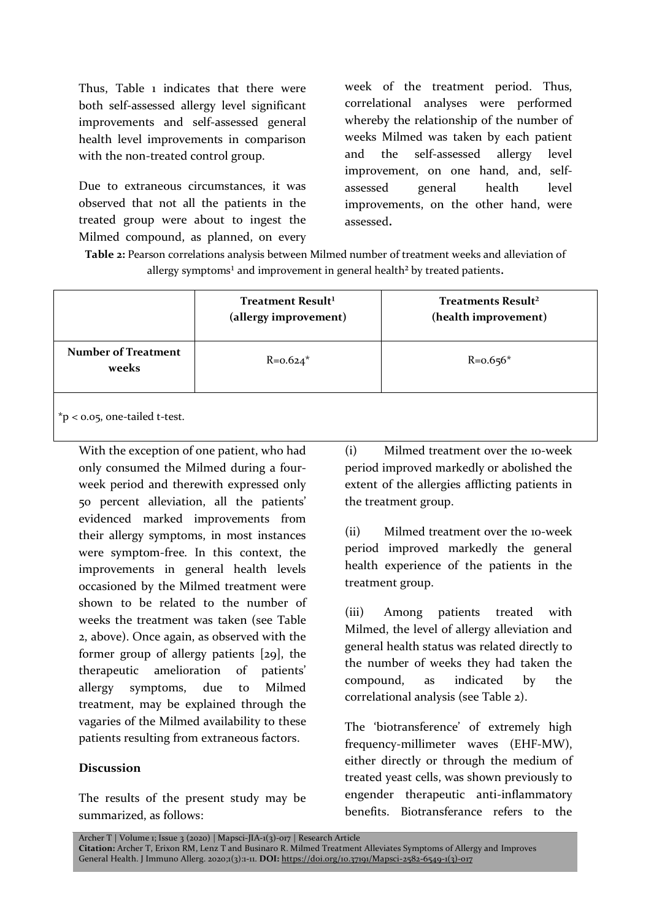Thus, Table 1 indicates that there were both self-assessed allergy level significant improvements and self-assessed general health level improvements in comparison with the non-treated control group.

Due to extraneous circumstances, it was observed that not all the patients in the treated group were about to ingest the Milmed compound, as planned, on every week of the treatment period. Thus, correlational analyses were performed whereby the relationship of the number of weeks Milmed was taken by each patient and the self-assessed allergy level improvement, on one hand, and, self-assessed general health level improvements, on the other hand, were assessed.

**Table 2:** Pearson correlations analysis between Milmed number of treatment weeks and alleviation of allergy symptoms[1] and improvement in general health[2] by treated patients.

| | Treatment Result[1] (allergy improvement) | Treatments Result[2] (health improvement) |
|---|---|---|
| **Number of Treatment weeks** | R=0.624* | R=0.656* |

*$p < 0.05$, one-tailed t-test.

With the exception of one patient, who had only consumed the Milmed during a four-week period and therewith expressed only 50 percent alleviation, all the patients' evidenced marked improvements from their allergy symptoms, in most instances were symptom-free. In this context, the improvements in general health levels occasioned by the Milmed treatment were shown to be related to the number of weeks the treatment was taken (see Table 2, above). Once again, as observed with the former group of allergy patients [29], the therapeutic amelioration of patients' allergy symptoms, due to Milmed treatment, may be explained through the vagaries of the Milmed availability to these patients resulting from extraneous factors.

## Discussion

The results of the present study may be summarized, as follows:

(i) Milmed treatment over the 10-week period improved markedly or abolished the extent of the allergies afflicting patients in the treatment group.

(ii) Milmed treatment over the 10-week period improved markedly the general health experience of the patients in the treatment group.

(iii) Among patients treated with Milmed, the level of allergy alleviation and general health status was related directly to the number of weeks they had taken the compound, as indicated by the correlational analysis (see Table 2).

The 'biotransference' of extremely high frequency-millimeter waves (EHF-MW), either directly or through the medium of treated yeast cells, was shown previously to engender therapeutic anti-inflammatory benefits. Biotransferance refers to the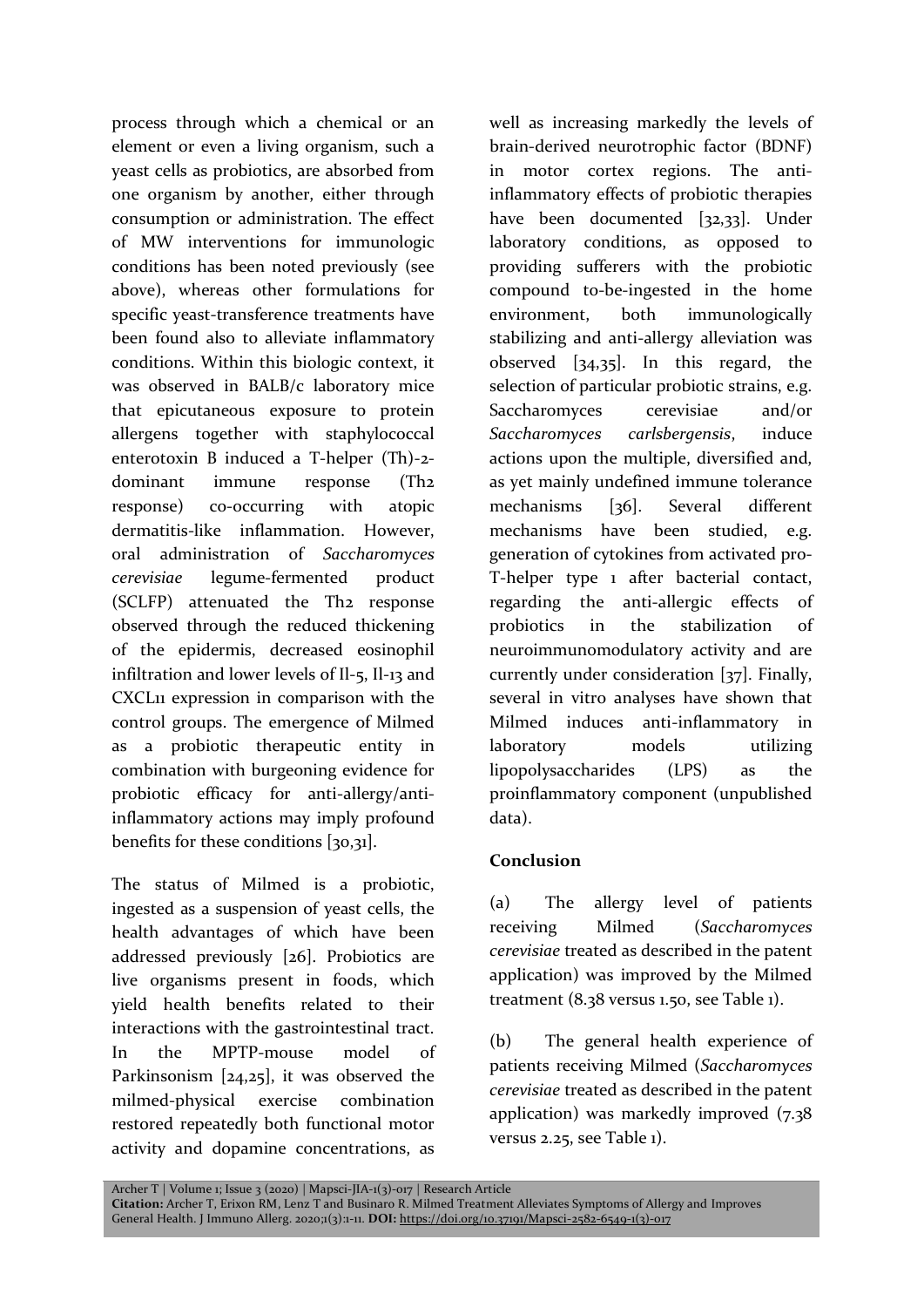process through which a chemical or an element or even a living organism, such a yeast cells as probiotics, are absorbed from one organism by another, either through consumption or administration. The effect of MW interventions for immunologic conditions has been noted previously (see above), whereas other formulations for specific yeast-transference treatments have been found also to alleviate inflammatory conditions. Within this biologic context, it was observed in BALB/c laboratory mice that epicutaneous exposure to protein allergens together with staphylococcal enterotoxin B induced a T-helper (Th)-2-dominant immune response (Th2 response) co-occurring with atopic dermatitis-like inflammation. However, oral administration of *Saccharomyces cerevisiae* legume-fermented product (SCLFP) attenuated the Th2 response observed through the reduced thickening of the epidermis, decreased eosinophil infiltration and lower levels of Il-5, Il-13 and CXCL11 expression in comparison with the control groups. The emergence of Milmed as a probiotic therapeutic entity in combination with burgeoning evidence for probiotic efficacy for anti-allergy/anti-inflammatory actions may imply profound benefits for these conditions [30,31].

The status of Milmed is a probiotic, ingested as a suspension of yeast cells, the health advantages of which have been addressed previously [26]. Probiotics are live organisms present in foods, which yield health benefits related to their interactions with the gastrointestinal tract. In the MPTP-mouse model of Parkinsonism [24,25], it was observed the milmed-physical exercise combination restored repeatedly both functional motor activity and dopamine concentrations, as well as increasing markedly the levels of brain-derived neurotrophic factor (BDNF) in motor cortex regions. The anti-inflammatory effects of probiotic therapies have been documented [32,33]. Under laboratory conditions, as opposed to providing sufferers with the probiotic compound to-be-ingested in the home environment, both immunologically stabilizing and anti-allergy alleviation was observed [34,35]. In this regard, the selection of particular probiotic strains, e.g. Saccharomyces cerevisiae and/or *Saccharomyces carlsbergensis*, induce actions upon the multiple, diversified and, as yet mainly undefined immune tolerance mechanisms [36]. Several different mechanisms have been studied, e.g. generation of cytokines from activated pro-T-helper type 1 after bacterial contact, regarding the anti-allergic effects of probiotics in the stabilization of neuroimmunomodulatory activity and are currently under consideration [37]. Finally, several in vitro analyses have shown that Milmed induces anti-inflammatory in laboratory models utilizing lipopolysaccharides (LPS) as the proinflammatory component (unpublished data).

## Conclusion

(a) The allergy level of patients receiving Milmed (*Saccharomyces cerevisiae* treated as described in the patent application) was improved by the Milmed treatment (8.38 versus 1.50, see Table 1).

(b) The general health experience of patients receiving Milmed (*Saccharomyces cerevisiae* treated as described in the patent application) was markedly improved (7.38 versus 2.25, see Table 1).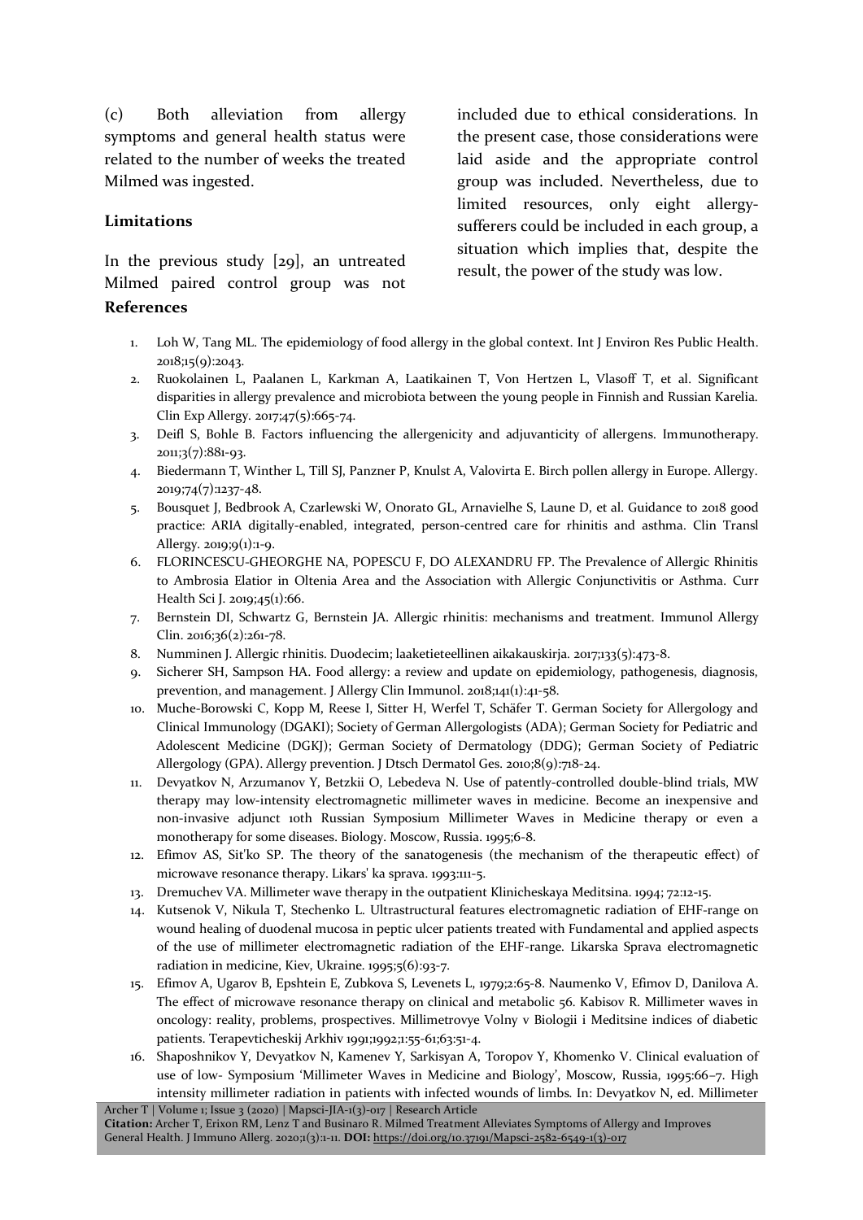(c) Both alleviation from allergy symptoms and general health status were related to the number of weeks the treated Milmed was ingested.

### Limitations

In the previous study [29], an untreated Milmed paired control group was not included due to ethical considerations. In the present case, those considerations were laid aside and the appropriate control group was included. Nevertheless, due to limited resources, only eight allergy-sufferers could be included in each group, a situation which implies that, despite the result, the power of the study was low.

### References

1. Loh W, Tang ML. The epidemiology of food allergy in the global context. Int J Environ Res Public Health. 2018;15(9):2043.
2. Ruokolainen L, Paalanen L, Karkman A, Laatikainen T, Von Hertzen L, Vlasoff T, et al. Significant disparities in allergy prevalence and microbiota between the young people in Finnish and Russian Karelia. Clin Exp Allergy. 2017;47(5):665-74.
3. Deifl S, Bohle B. Factors influencing the allergenicity and adjuvanticity of allergens. Immunotherapy. 2011;3(7):881-93.
4. Biedermann T, Winther L, Till SJ, Panzner P, Knulst A, Valovirta E. Birch pollen allergy in Europe. Allergy. 2019;74(7):1237-48.
5. Bousquet J, Bedbrook A, Czarlewski W, Onorato GL, Arnavielhe S, Laune D, et al. Guidance to 2018 good practice: ARIA digitally-enabled, integrated, person-centred care for rhinitis and asthma. Clin Transl Allergy. 2019;9(1):1-9.
6. FLORINCESCU-GHEORGHE NA, POPESCU F, DO ALEXANDRU FP. The Prevalence of Allergic Rhinitis to Ambrosia Elatior in Oltenia Area and the Association with Allergic Conjunctivitis or Asthma. Curr Health Sci J. 2019;45(1):66.
7. Bernstein DI, Schwartz G, Bernstein JA. Allergic rhinitis: mechanisms and treatment. Immunol Allergy Clin. 2016;36(2):261-78.
8. Numminen J. Allergic rhinitis. Duodecim; laaketieteellinen aikakauskirja. 2017;133(5):473-8.
9. Sicherer SH, Sampson HA. Food allergy: a review and update on epidemiology, pathogenesis, diagnosis, prevention, and management. J Allergy Clin Immunol. 2018;141(1):41-58.
10. Muche-Borowski C, Kopp M, Reese I, Sitter H, Werfel T, Schäfer T. German Society for Allergology and Clinical Immunology (DGAKI); Society of German Allergologists (ADA); German Society for Pediatric and Adolescent Medicine (DGKJ); German Society of Dermatology (DDG); German Society of Pediatric Allergology (GPA). Allergy prevention. J Dtsch Dermatol Ges. 2010;8(9):718-24.
11. Devyatkov N, Arzumanov Y, Betzkii O, Lebedeva N. Use of patently-controlled double-blind trials, MW therapy may low-intensity electromagnetic millimeter waves in medicine. Become an inexpensive and non-invasive adjunct 10th Russian Symposium Millimeter Waves in Medicine therapy or even a monotherapy for some diseases. Biology. Moscow, Russia. 1995;6-8.
12. Efimov AS, Sit'ko SP. The theory of the sanatogenesis (the mechanism of the therapeutic effect) of microwave resonance therapy. Likars' ka sprava. 1993:111-5.
13. Dremuchev VA. Millimeter wave therapy in the outpatient Klinicheskaya Meditsina. 1994; 72:12-15.
14. Kutsenok V, Nikula T, Stechenko L. Ultrastructural features electromagnetic radiation of EHF-range on wound healing of duodenal mucosa in peptic ulcer patients treated with Fundamental and applied aspects of the use of millimeter electromagnetic radiation of the EHF-range. Likarska Sprava electromagnetic radiation in medicine, Kiev, Ukraine. 1995;5(6):93-7.
15. Efimov A, Ugarov B, Epshtein E, Zubkova S, Levenets L, 1979;2:65-8. Naumenko V, Efimov D, Danilova A. The effect of microwave resonance therapy on clinical and metabolic 56. Kabisov R. Millimeter waves in oncology: reality, problems, prospectives. Millimetrovye Volny v Biologii i Meditsine indices of diabetic patients. Terapevticheskij Arkhiv 1991;1992;1:55-61;63:51-4.
16. Shaposhnikov Y, Devyatkov N, Kamenev Y, Sarkisyan A, Toropov Y, Khomenko V. Clinical evaluation of use of low- Symposium 'Millimeter Waves in Medicine and Biology', Moscow, Russia, 1995:66–7. High intensity millimeter radiation in patients with infected wounds of limbs. In: Devyatkov N, ed. Millimeter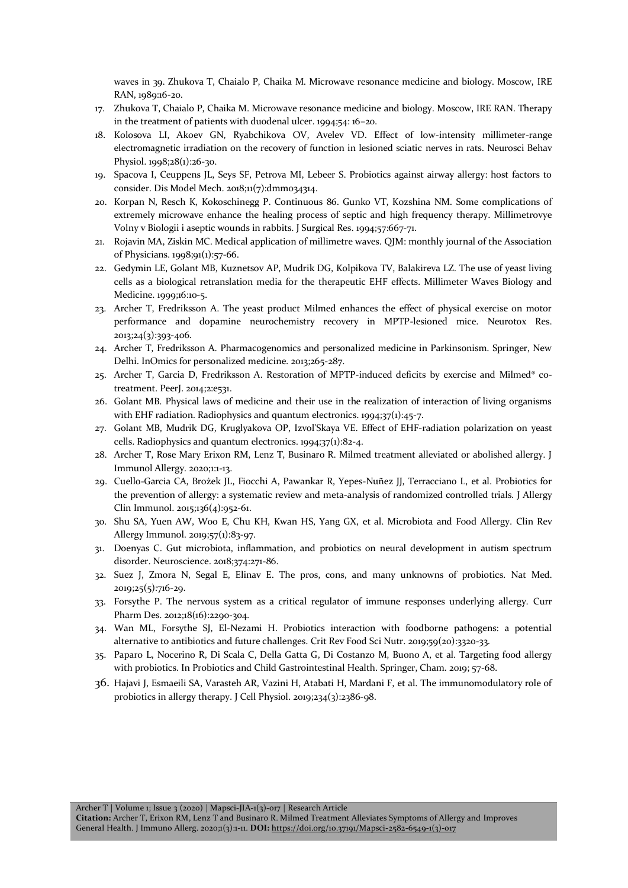waves in 39. Zhukova T, Chaialo P, Chaika M. Microwave resonance medicine and biology. Moscow, IRE RAN, 1989:16-20.

17. Zhukova T, Chaialo P, Chaika M. Microwave resonance medicine and biology. Moscow, IRE RAN. Therapy in the treatment of patients with duodenal ulcer. 1994;54: 16–20.
18. Kolosova LI, Akoev GN, Ryabchikova OV, Avelev VD. Effect of low-intensity millimeter-range electromagnetic irradiation on the recovery of function in lesioned sciatic nerves in rats. Neurosci Behav Physiol. 1998;28(1):26-30.
19. Spacova I, Ceuppens JL, Seys SF, Petrova MI, Lebeer S. Probiotics against airway allergy: host factors to consider. Dis Model Mech. 2018;11(7):dmm034314.
20. Korpan N, Resch K, Kokoschinegg P. Continuous 86. Gunko VT, Kozshina NM. Some complications of extremely microwave enhance the healing process of septic and high frequency therapy. Millimetrovye Volny v Biologii i aseptic wounds in rabbits. J Surgical Res. 1994;57:667-71.
21. Rojavin MA, Ziskin MC. Medical application of millimetre waves. QJM: monthly journal of the Association of Physicians. 1998;91(1):57-66.
22. Gedymin LE, Golant MB, Kuznetsov AP, Mudrik DG, Kolpikova TV, Balakireva LZ. The use of yeast living cells as a biological retranslation media for the therapeutic EHF effects. Millimeter Waves Biology and Medicine. 1999;16:10-5.
23. Archer T, Fredriksson A. The yeast product Milmed enhances the effect of physical exercise on motor performance and dopamine neurochemistry recovery in MPTP-lesioned mice. Neurotox Res. 2013;24(3):393-406.
24. Archer T, Fredriksson A. Pharmacogenomics and personalized medicine in Parkinsonism. Springer, New Delhi. InOmics for personalized medicine. 2013;265-287.
25. Archer T, Garcia D, Fredriksson A. Restoration of MPTP-induced deficits by exercise and Milmed® co-treatment. PeerJ. 2014;2:e531.
26. Golant MB. Physical laws of medicine and their use in the realization of interaction of living organisms with EHF radiation. Radiophysics and quantum electronics. 1994;37(1):45-7.
27. Golant MB, Mudrik DG, Kruglyakova OP, Izvol'Skaya VE. Effect of EHF-radiation polarization on yeast cells. Radiophysics and quantum electronics. 1994;37(1):82-4.
28. Archer T, Rose Mary Erixon RM, Lenz T, Businaro R. Milmed treatment alleviated or abolished allergy. J Immunol Allergy. 2020;1:1-13.
29. Cuello-Garcia CA, Brożek JL, Fiocchi A, Pawankar R, Yepes-Nuñez JJ, Terracciano L, et al. Probiotics for the prevention of allergy: a systematic review and meta-analysis of randomized controlled trials. J Allergy Clin Immunol. 2015;136(4):952-61.
30. Shu SA, Yuen AW, Woo E, Chu KH, Kwan HS, Yang GX, et al. Microbiota and Food Allergy. Clin Rev Allergy Immunol. 2019;57(1):83-97.
31. Doenyas C. Gut microbiota, inflammation, and probiotics on neural development in autism spectrum disorder. Neuroscience. 2018;374:271-86.
32. Suez J, Zmora N, Segal E, Elinav E. The pros, cons, and many unknowns of probiotics. Nat Med. 2019;25(5):716-29.
33. Forsythe P. The nervous system as a critical regulator of immune responses underlying allergy. Curr Pharm Des. 2012;18(16):2290-304.
34. Wan ML, Forsythe SJ, El-Nezami H. Probiotics interaction with foodborne pathogens: a potential alternative to antibiotics and future challenges. Crit Rev Food Sci Nutr. 2019;59(20):3320-33.
35. Paparo L, Nocerino R, Di Scala C, Della Gatta G, Di Costanzo M, Buono A, et al. Targeting food allergy with probiotics. In Probiotics and Child Gastrointestinal Health. Springer, Cham. 2019; 57-68.
36. Hajavi J, Esmaeili SA, Varasteh AR, Vazini H, Atabati H, Mardani F, et al. The immunomodulatory role of probiotics in allergy therapy. J Cell Physiol. 2019;234(3):2386-98.

**Citation:** Archer T, Erixon RM, Lenz T and Businaro R. Milmed Treatment Alleviates Symptoms of Allergy and Improves General Health. J Immuno Allerg. 2020;1(3):1-11. **DOI:** https://doi.org/10.37191/Mapsci-2582-6549-1(3)-017